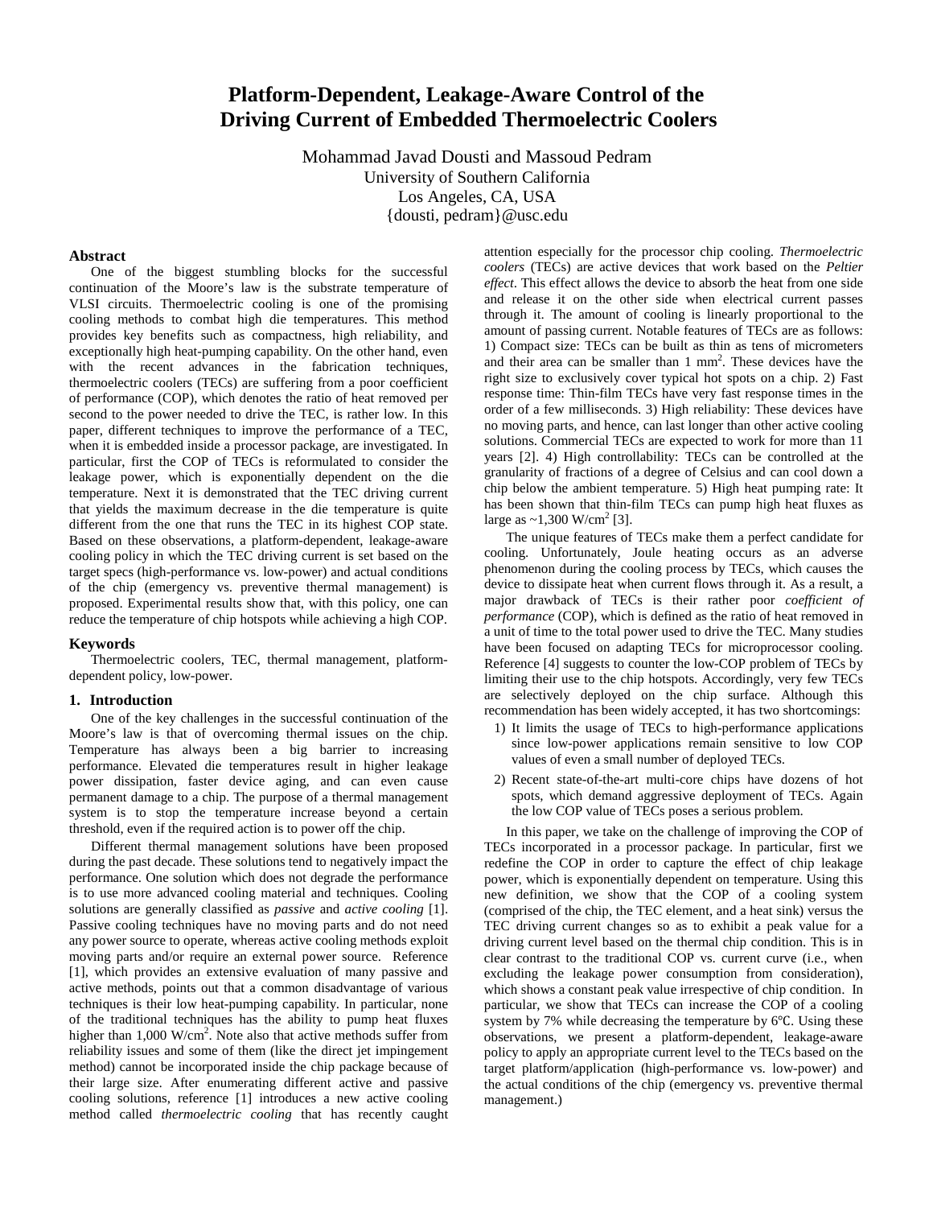# Platform-Dependent, Leakage-Aware Control of the Driving Current of Embedded Thermoelectric Coolers

Mohammad Javad Dousti and Massoud Pedram
University of Southern California
Los Angeles, CA, USA
{dousti, pedram}@usc.edu

### Abstract

One of the biggest stumbling blocks for the successful continuation of the Moore's law is the substrate temperature of VLSI circuits. Thermoelectric cooling is one of the promising cooling methods to combat high die temperatures. This method provides key benefits such as compactness, high reliability, and exceptionally high heat-pumping capability. On the other hand, even with the recent advances in the fabrication techniques, thermoelectric coolers (TECs) are suffering from a poor coefficient of performance (COP), which denotes the ratio of heat removed per second to the power needed to drive the TEC, is rather low. In this paper, different techniques to improve the performance of a TEC, when it is embedded inside a processor package, are investigated. In particular, first the COP of TECs is reformulated to consider the leakage power, which is exponentially dependent on the die temperature. Next it is demonstrated that the TEC driving current that yields the maximum decrease in the die temperature is quite different from the one that runs the TEC in its highest COP state. Based on these observations, a platform-dependent, leakage-aware cooling policy in which the TEC driving current is set based on the target specs (high-performance vs. low-power) and actual conditions of the chip (emergency vs. preventive thermal management) is proposed. Experimental results show that, with this policy, one can reduce the temperature of chip hotspots while achieving a high COP.

### Keywords

Thermoelectric coolers, TEC, thermal management, platform-dependent policy, low-power.

## 1. Introduction

One of the key challenges in the successful continuation of the Moore's law is that of overcoming thermal issues on the chip. Temperature has always been a big barrier to increasing performance. Elevated die temperatures result in higher leakage power dissipation, faster device aging, and can even cause permanent damage to a chip. The purpose of a thermal management system is to stop the temperature increase beyond a certain threshold, even if the required action is to power off the chip.

Different thermal management solutions have been proposed during the past decade. These solutions tend to negatively impact the performance. One solution which does not degrade the performance is to use more advanced cooling material and techniques. Cooling solutions are generally classified as *passive* and *active cooling* [1]. Passive cooling techniques have no moving parts and do not need any power source to operate, whereas active cooling methods exploit moving parts and/or require an external power source. Reference [1], which provides an extensive evaluation of many passive and active methods, points out that a common disadvantage of various techniques is their low heat-pumping capability. In particular, none of the traditional techniques has the ability to pump heat fluxes higher than 1,000 W/cm$^2$. Note also that active methods suffer from reliability issues and some of them (like the direct jet impingement method) cannot be incorporated inside the chip package because of their large size. After enumerating different active and passive cooling solutions, reference [1] introduces a new active cooling method called *thermoelectric cooling* that has recently caught attention especially for the processor chip cooling. *Thermoelectric coolers* (TECs) are active devices that work based on the *Peltier effect*. This effect allows the device to absorb the heat from one side and release it on the other side when electrical current passes through it. The amount of cooling is linearly proportional to the amount of passing current. Notable features of TECs are as follows: 1) Compact size: TECs can be built as thin as tens of micrometers and their area can be smaller than 1 mm$^2$. These devices have the right size to exclusively cover typical hot spots on a chip. 2) Fast response time: Thin-film TECs have very fast response times in the order of a few milliseconds. 3) High reliability: These devices have no moving parts, and hence, can last longer than other active cooling solutions. Commercial TECs are expected to work for more than 11 years [2]. 4) High controllability: TECs can be controlled at the granularity of fractions of a degree of Celsius and can cool down a chip below the ambient temperature. 5) High heat pumping rate: It has been shown that thin-film TECs can pump high heat fluxes as large as ~1,300 W/cm$^2$ [3].

The unique features of TECs make them a perfect candidate for cooling. Unfortunately, Joule heating occurs as an adverse phenomenon during the cooling process by TECs, which causes the device to dissipate heat when current flows through it. As a result, a major drawback of TECs is their rather poor *coefficient of performance* (COP), which is defined as the ratio of heat removed in a unit of time to the total power used to drive the TEC. Many studies have been focused on adapting TECs for microprocessor cooling. Reference [4] suggests to counter the low-COP problem of TECs by limiting their use to the chip hotspots. Accordingly, very few TECs are selectively deployed on the chip surface. Although this recommendation has been widely accepted, it has two shortcomings:

1) It limits the usage of TECs to high-performance applications since low-power applications remain sensitive to low COP values of even a small number of deployed TECs.
2) Recent state-of-the-art multi-core chips have dozens of hot spots, which demand aggressive deployment of TECs. Again the low COP value of TECs poses a serious problem.

In this paper, we take on the challenge of improving the COP of TECs incorporated in a processor package. In particular, first we redefine the COP in order to capture the effect of chip leakage power, which is exponentially dependent on temperature. Using this new definition, we show that the COP of a cooling system (comprised of the chip, the TEC element, and a heat sink) versus the TEC driving current changes so as to exhibit a peak value for a driving current level based on the thermal chip condition. This is in clear contrast to the traditional COP vs. current curve (i.e., when excluding the leakage power consumption from consideration), which shows a constant peak value irrespective of chip condition. In particular, we show that TECs can increase the COP of a cooling system by 7% while decreasing the temperature by 6℃. Using these observations, we present a platform-dependent, leakage-aware policy to apply an appropriate current level to the TECs based on the target platform/application (high-performance vs. low-power) and the actual conditions of the chip (emergency vs. preventive thermal management.)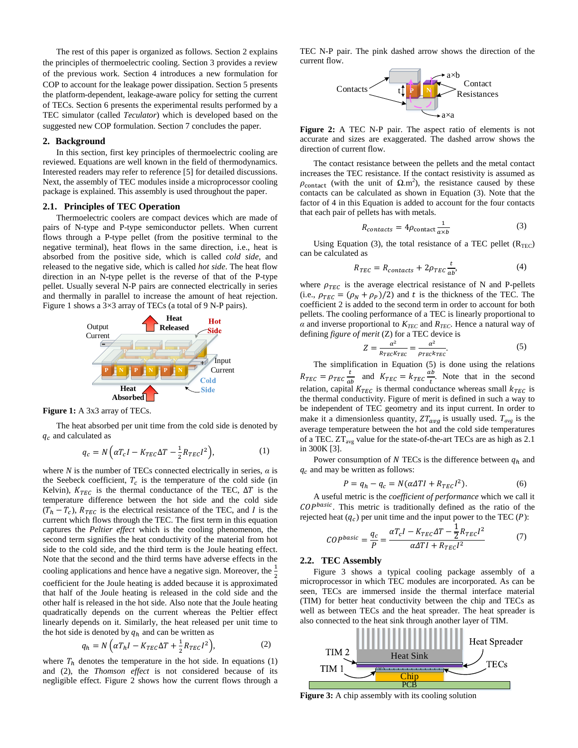The rest of this paper is organized as follows. Section 2 explains the principles of thermoelectric cooling. Section 3 provides a review of the previous work. Section 4 introduces a new formulation for COP to account for the leakage power dissipation. Section 5 presents the platform-dependent, leakage-aware policy for setting the current of TECs. Section 6 presents the experimental results performed by a TEC simulator (called *Teculator*) which is developed based on the suggested new COP formulation. Section 7 concludes the paper.

## 2. Background

In this section, first key principles of thermoelectric cooling are reviewed. Equations are well known in the field of thermodynamics. Interested readers may refer to reference [5] for detailed discussions. Next, the assembly of TEC modules inside a microprocessor cooling package is explained. This assembly is used throughout the paper.

### 2.1. Principles of TEC Operation

Thermoelectric coolers are compact devices which are made of pairs of N-type and P-type semiconductor pellets. When current flows through a P-type pellet (from the positive terminal to the negative terminal), heat flows in the same direction, i.e., heat is absorbed from the positive side, which is called *cold side*, and released to the negative side, which is called *hot side*. The heat flow direction in an N-type pellet is the reverse of that of the P-type pellet. Usually several N-P pairs are connected electrically in series and thermally in parallel to increase the amount of heat rejection. Figure 1 shows a 3×3 array of TECs (a total of 9 N-P pairs).

**Figure 1:** A 3x3 array of TECs.

The heat absorbed per unit time from the cold side is denoted by $q_c$ and calculated as

$$q_c = N\left(\alpha T_c I - K_{TEC}\Delta T - \tfrac{1}{2}R_{TEC}I^2\right), \tag{1}$$

where $N$ is the number of TECs connected electrically in series, $\alpha$ is the Seebeck coefficient, $T_c$ is the temperature of the cold side (in Kelvin), $K_{TEC}$ is the thermal conductance of the TEC, $\Delta T$ is the temperature difference between the hot side and the cold side $(T_h - T_c)$, $R_{TEC}$ is the electrical resistance of the TEC, and $I$ is the current which flows through the TEC. The first term in this equation captures the *Peltier effect* which is the cooling phenomenon, the second term signifies the heat conductivity of the material from hot side to the cold side, and the third term is the Joule heating effect. Note that the second and the third terms have adverse effects in the cooling applications and hence have a negative sign. Moreover, the $\frac{1}{2}$ coefficient for the Joule heating is added because it is approximated that half of the Joule heating is released in the cold side and the other half is released in the hot side. Also note that the Joule heating quadratically depends on the current whereas the Peltier effect linearly depends on it. Similarly, the heat released per unit time to the hot side is denoted by $q_h$ and can be written as

$$q_h = N\left(\alpha T_h I - K_{TEC}\Delta T + \tfrac{1}{2}R_{TEC}I^2\right), \tag{2}$$

where $T_h$ denotes the temperature in the hot side. In equations (1) and (2), the *Thomson effect* is not considered because of its negligible effect. Figure 2 shows how the current flows through a TEC N-P pair. The pink dashed arrow shows the direction of the current flow.

**Figure 2:** A TEC N-P pair. The aspect ratio of elements is not accurate and sizes are exaggerated. The dashed arrow shows the direction of current flow.

The contact resistance between the pellets and the metal contact increases the TEC resistance. If the contact resistivity is assumed as $\rho_{\text{contact}}$ (with the unit of $\Omega.\text{m}^2$), the resistance caused by these contacts can be calculated as shown in Equation (3). Note that the factor of 4 in this Equation is added to account for the four contacts that each pair of pellets has with metals.

$$R_{contacts} = 4\rho_{\text{contact}}\frac{1}{a\times b} \tag{3}$$

Using Equation (3), the total resistance of a TEC pellet ($R_{\text{TEC}}$) can be calculated as

$$R_{TEC} = R_{contacts} + 2\rho_{TEC}\frac{t}{ab}, \tag{4}$$

where $\rho_{TEC}$ is the average electrical resistance of N and P-pellets (i.e., $\rho_{TEC} = (\rho_N + \rho_P)/2$) and $t$ is the thickness of the TEC. The coefficient 2 is added to the second term in order to account for both pellets. The cooling performance of a TEC is linearly proportional to $\alpha$ and inverse proportional to $K_{TEC}$ and $R_{TEC}$. Hence a natural way of defining *figure of merit* (Z) for a TEC device is

$$Z = \frac{\alpha^2}{R_{TEC}K_{TEC}} = \frac{\alpha^2}{\rho_{TEC}k_{TEC}}. \tag{5}$$

The simplification in Equation (5) is done using the relations $R_{TEC} = \rho_{TEC}\frac{t}{ab}$ and $K_{TEC} = k_{TEC}\frac{ab}{t}$. Note that in the second relation, capital $K_{TEC}$ is thermal conductance whereas small $k_{TEC}$ is the thermal conductivity. Figure of merit is defined in such a way to be independent of TEC geometry and its input current. In order to make it a dimensionless quantity, $ZT_{avg}$ is usually used. $T_{avg}$ is the average temperature between the hot and the cold side temperatures of a TEC. $ZT_{avg}$ value for the state-of-the-art TECs are as high as 2.1 in 300K [3].

Power consumption of $N$ TECs is the difference between $q_h$ and $q_c$ and may be written as follows:

$$P = q_h - q_c = N(\alpha\Delta T I + R_{TEC}I^2). \tag{6}$$

A useful metric is the *coefficient of performance* which we call it $COP^{basic}$. This metric is traditionally defined as the ratio of the rejected heat ($q_c$) per unit time and the input power to the TEC ($P$):

$$COP^{basic} = \frac{q_c}{P} = \frac{\alpha T_c I - K_{TEC}\Delta T - \frac{1}{2}R_{TEC}I^2}{\alpha\Delta T I + R_{TEC}I^2} \tag{7}$$

### 2.2. TEC Assembly

Figure 3 shows a typical cooling package assembly of a microprocessor in which TEC modules are incorporated. As can be seen, TECs are immersed inside the thermal interface material (TIM) for better heat conductivity between the chip and TECs as well as between TECs and the heat spreader. The heat spreader is also connected to the heat sink through another layer of TIM.

**Figure 3:** A chip assembly with its cooling solution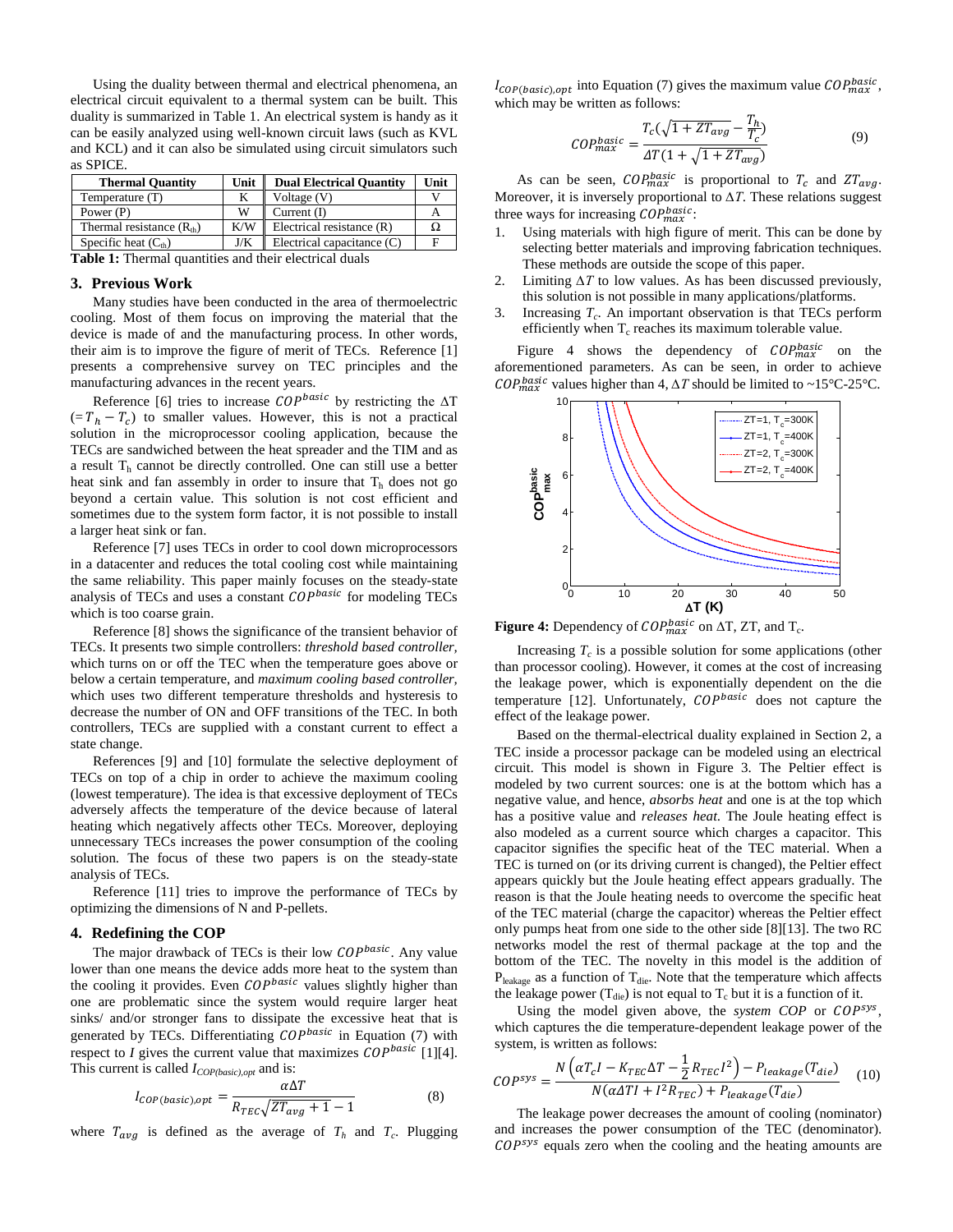Using the duality between thermal and electrical phenomena, an electrical circuit equivalent to a thermal system can be built. This duality is summarized in Table 1. An electrical system is handy as it can be easily analyzed using well-known circuit laws (such as KVL and KCL) and it can also be simulated using circuit simulators such as SPICE.

| Thermal Quantity | Unit | Dual Electrical Quantity | Unit |
|---|---|---|---|
| Temperature (T) | K | Voltage (V) | V |
| Power (P) | W | Current (I) | A |
| Thermal resistance ($R_{th}$) | K/W | Electrical resistance (R) | Ω |
| Specific heat ($C_{th}$) | J/K | Electrical capacitance (C) | F |

**Table 1:** Thermal quantities and their electrical duals

## 3. Previous Work

Many studies have been conducted in the area of thermoelectric cooling. Most of them focus on improving the material that the device is made of and the manufacturing process. In other words, their aim is to improve the figure of merit of TECs. Reference [1] presents a comprehensive survey on TEC principles and the manufacturing advances in the recent years.

Reference [6] tries to increase $COP^{basic}$ by restricting the ΔT ($=T_h - T_c$) to smaller values. However, this is not a practical solution in the microprocessor cooling application, because the TECs are sandwiched between the heat spreader and the TIM and as a result $T_h$ cannot be directly controlled. One can still use a better heat sink and fan assembly in order to insure that $T_h$ does not go beyond a certain value. This solution is not cost efficient and sometimes due to the system form factor, it is not possible to install a larger heat sink or fan.

Reference [7] uses TECs in order to cool down microprocessors in a datacenter and reduces the total cooling cost while maintaining the same reliability. This paper mainly focuses on the steady-state analysis of TECs and uses a constant $COP^{basic}$ for modeling TECs which is too coarse grain.

Reference [8] shows the significance of the transient behavior of TECs. It presents two simple controllers: *threshold based controller*, which turns on or off the TEC when the temperature goes above or below a certain temperature, and *maximum cooling based controller*, which uses two different temperature thresholds and hysteresis to decrease the number of ON and OFF transitions of the TEC. In both controllers, TECs are supplied with a constant current to effect a state change.

References [9] and [10] formulate the selective deployment of TECs on top of a chip in order to achieve the maximum cooling (lowest temperature). The idea is that excessive deployment of TECs adversely affects the temperature of the device because of lateral heating which negatively affects other TECs. Moreover, deploying unnecessary TECs increases the power consumption of the cooling solution. The focus of these two papers is on the steady-state analysis of TECs.

Reference [11] tries to improve the performance of TECs by optimizing the dimensions of N and P-pellets.

## 4. Redefining the COP

The major drawback of TECs is their low $COP^{basic}$. Any value lower than one means the device adds more heat to the system than the cooling it provides. Even $COP^{basic}$ values slightly higher than one are problematic since the system would require larger heat sinks/ and/or stronger fans to dissipate the excessive heat that is generated by TECs. Differentiating $COP^{basic}$ in Equation (7) with respect to $I$ gives the current value that maximizes $COP^{basic}$ [1][4]. This current is called $I_{COP(basic),opt}$ and is:

$$I_{COP(basic),opt} = \frac{\alpha \Delta T}{R_{TEC}\sqrt{ZT_{avg}+1} - 1} \tag{8}$$

where $T_{avg}$ is defined as the average of $T_h$ and $T_c$. Plugging $I_{COP(basic),opt}$ into Equation (7) gives the maximum value $COP^{basic}_{max}$, which may be written as follows:

$$COP^{basic}_{max} = \frac{T_c(\sqrt{1+ZT_{avg}} - \frac{T_h}{T_c})}{\Delta T(1+\sqrt{1+ZT_{avg}})} \tag{9}$$

As can be seen, $COP^{basic}_{max}$ is proportional to $T_c$ and $ZT_{avg}$. Moreover, it is inversely proportional to $\Delta T$. These relations suggest three ways for increasing $COP^{basic}_{max}$:

1. Using materials with high figure of merit. This can be done by selecting better materials and improving fabrication techniques. These methods are outside the scope of this paper.
2. Limiting $\Delta T$ to low values. As has been discussed previously, this solution is not possible in many applications/platforms.
3. Increasing $T_c$. An important observation is that TECs perform efficiently when $T_c$ reaches its maximum tolerable value.

Figure 4 shows the dependency of $COP^{basic}_{max}$ on the aforementioned parameters. As can be seen, in order to achieve $COP^{basic}_{max}$ values higher than 4, $\Delta T$ should be limited to ~15°C-25°C.

**Figure 4:** Dependency of $COP^{basic}_{max}$ on ΔT, ZT, and $T_c$.

Increasing $T_c$ is a possible solution for some applications (other than processor cooling). However, it comes at the cost of increasing the leakage power, which is exponentially dependent on the die temperature [12]. Unfortunately, $COP^{basic}$ does not capture the effect of the leakage power.

Based on the thermal-electrical duality explained in Section 2, a TEC inside a processor package can be modeled using an electrical circuit. This model is shown in Figure 3. The Peltier effect is modeled by two current sources: one is at the bottom which has a negative value, and hence, *absorbs heat* and one is at the top which has a positive value and *releases heat*. The Joule heating effect is also modeled as a current source which charges a capacitor. This capacitor signifies the specific heat of the TEC material. When a TEC is turned on (or its driving current is changed), the Peltier effect appears quickly but the Joule heating effect appears gradually. The reason is that the Joule heating needs to overcome the specific heat of the TEC material (charge the capacitor) whereas the Peltier effect only pumps heat from one side to the other side [8][13]. The two RC networks model the rest of thermal package at the top and the bottom of the TEC. The novelty in this model is the addition of $P_{leakage}$ as a function of $T_{die}$. Note that the temperature which affects the leakage power ($T_{die}$) is not equal to $T_c$ but it is a function of it.

Using the model given above, the *system COP* or $COP^{sys}$, which captures the die temperature-dependent leakage power of the system, is written as follows:

$$COP^{sys} = \frac{N\left(\alpha T_c I - K_{TEC}\Delta T - \frac{1}{2}R_{TEC}I^2\right) - P_{leakage}(T_{die})}{N(\alpha \Delta T I + I^2 R_{TEC}) + P_{leakage}(T_{die})} \tag{10}$$

The leakage power decreases the amount of cooling (nominator) and increases the power consumption of the TEC (denominator). $COP^{sys}$ equals zero when the cooling and the heating amounts are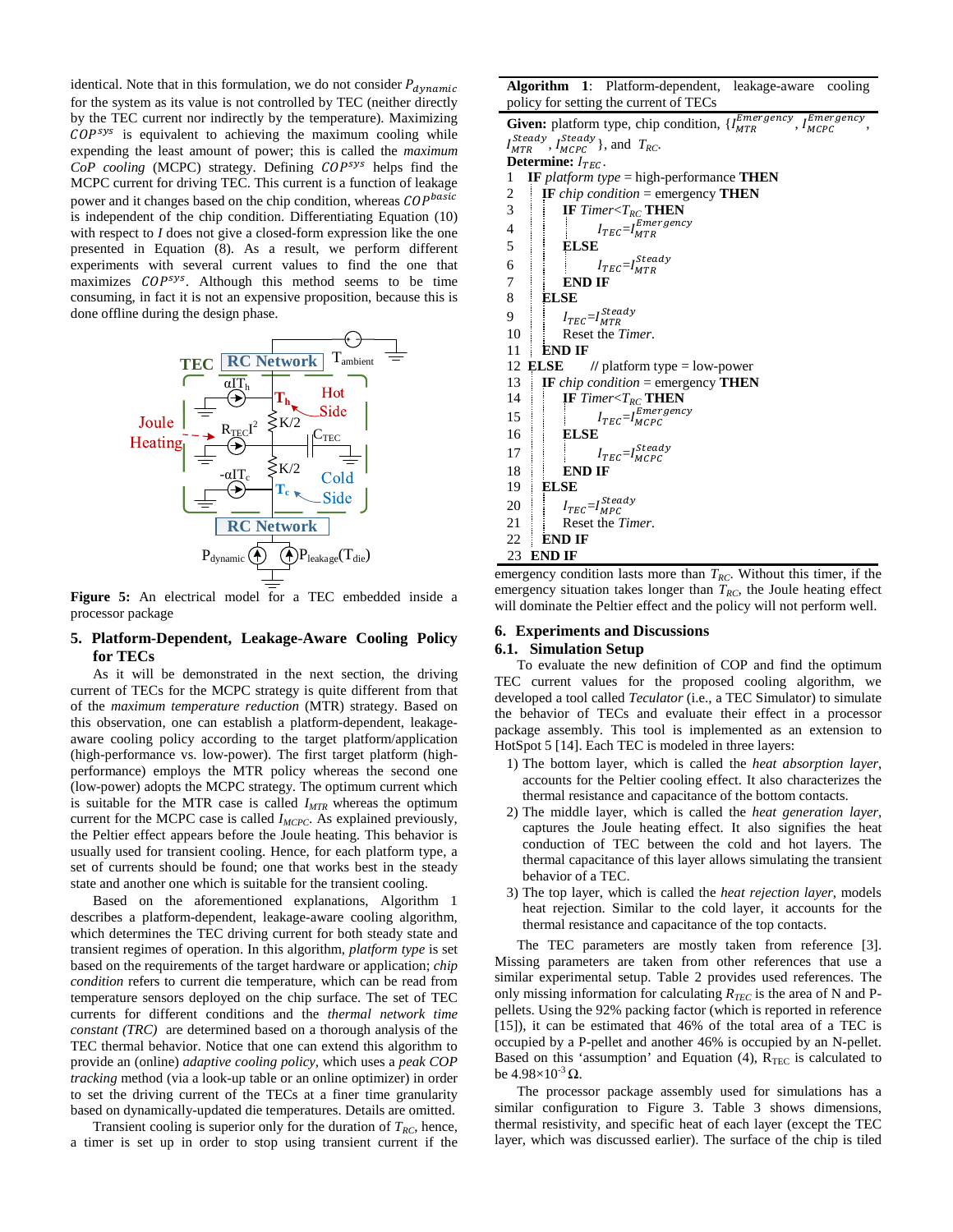identical. Note that in this formulation, we do not consider $P_{dynamic}$ for the system as its value is not controlled by TEC (neither directly by the TEC current nor indirectly by the temperature). Maximizing $COP^{sys}$ is equivalent to achieving the maximum cooling while expending the least amount of power; this is called the *maximum CoP cooling* (MCPC) strategy. Defining $COP^{sys}$ helps find the MCPC current for driving TEC. This current is a function of leakage power and it changes based on the chip condition, whereas $COP^{basic}$ is independent of the chip condition. Differentiating Equation (10) with respect to $I$ does not give a closed-form expression like the one presented in Equation (8). As a result, we perform different experiments with several current values to find the one that maximizes $COP^{sys}$. Although this method seems to be time consuming, in fact it is not an expensive proposition, because this is done offline during the design phase.

**Figure 5:** An electrical model for a TEC embedded inside a processor package

## 5. Platform-Dependent, Leakage-Aware Cooling Policy for TECs

As it will be demonstrated in the next section, the driving current of TECs for the MCPC strategy is quite different from that of the *maximum temperature reduction* (MTR) strategy. Based on this observation, one can establish a platform-dependent, leakage-aware cooling policy according to the target platform/application (high-performance vs. low-power). The first target platform (high-performance) employs the MTR policy whereas the second one (low-power) adopts the MCPC strategy. The optimum current which is suitable for the MTR case is called $I_{MTR}$ whereas the optimum current for the MCPC case is called $I_{MCPC}$. As explained previously, the Peltier effect appears before the Joule heating. This behavior is usually used for transient cooling. Hence, for each platform type, a set of currents should be found; one that works best in the steady state and another one which is suitable for the transient cooling.

Based on the aforementioned explanations, Algorithm 1 describes a platform-dependent, leakage-aware cooling algorithm, which determines the TEC driving current for both steady state and transient regimes of operation. In this algorithm, *platform type* is set based on the requirements of the target hardware or application; *chip condition* refers to current die temperature, which can be read from temperature sensors deployed on the chip surface. The set of TEC currents for different conditions and the *thermal network time constant (TRC)* are determined based on a thorough analysis of the TEC thermal behavior. Notice that one can extend this algorithm to provide an (online) *adaptive cooling policy*, which uses a *peak COP tracking* method (via a look-up table or an online optimizer) in order to set the driving current of the TECs at a finer time granularity based on dynamically-updated die temperatures. Details are omitted.

Transient cooling is superior only for the duration of $T_{RC}$, hence, a timer is set up in order to stop using transient current if the emergency condition lasts more than $T_{RC}$. Without this timer, if the emergency situation takes longer than $T_{RC}$, the Joule heating effect will dominate the Peltier effect and the policy will not perform well.

**Algorithm 1**: Platform-dependent, leakage-aware cooling policy for setting the current of TECs

```
Given: platform type, chip condition, {I_MTR^Emergency, I_MCPC^Emergency,
       I_MTR^Steady, I_MCPC^Steady}, and T_RC.
Determine: I_TEC.
1   IF platform type = high-performance THEN
2     IF chip condition = emergency THEN
3       IF Timer<T_RC THEN
4         I_TEC=I_MTR^Emergency
5       ELSE
6         I_TEC=I_MTR^Steady
7       END IF
8     ELSE
9       I_TEC=I_MTR^Steady
10      Reset the Timer.
11    END IF
12  ELSE      // platform type = low-power
13    IF chip condition = emergency THEN
14      IF Timer<T_RC THEN
15        I_TEC=I_MCPC^Emergency
16      ELSE
17        I_TEC=I_MCPC^Steady
18      END IF
19    ELSE
20      I_TEC=I_MPC^Steady
21      Reset the Timer.
22    END IF
23  END IF
```

## 6. Experiments and Discussions

### 6.1. Simulation Setup

To evaluate the new definition of COP and find the optimum TEC current values for the proposed cooling algorithm, we developed a tool called *Teculator* (i.e., a TEC Simulator) to simulate the behavior of TECs and evaluate their effect in a processor package assembly. This tool is implemented as an extension to HotSpot 5 [14]. Each TEC is modeled in three layers:

1) The bottom layer, which is called the *heat absorption layer*, accounts for the Peltier cooling effect. It also characterizes the thermal resistance and capacitance of the bottom contacts.
2) The middle layer, which is called the *heat generation layer*, captures the Joule heating effect. It also signifies the heat conduction of TEC between the cold and hot layers. The thermal capacitance of this layer allows simulating the transient behavior of a TEC.
3) The top layer, which is called the *heat rejection layer*, models heat rejection. Similar to the cold layer, it accounts for the thermal resistance and capacitance of the top contacts.

The TEC parameters are mostly taken from reference [3]. Missing parameters are taken from other references that use a similar experimental setup. Table 2 provides used references. The only missing information for calculating $R_{TEC}$ is the area of N and P-pellets. Using the 92% packing factor (which is reported in reference [15]), it can be estimated that 46% of the total area of a TEC is occupied by a P-pellet and another 46% is occupied by an N-pellet. Based on this 'assumption' and Equation (4), $R_{TEC}$ is calculated to be $4.98\times10^{-3}\,\Omega$.

The processor package assembly used for simulations has a similar configuration to Figure 3. Table 3 shows dimensions, thermal resistivity, and specific heat of each layer (except the TEC layer, which was discussed earlier). The surface of the chip is tiled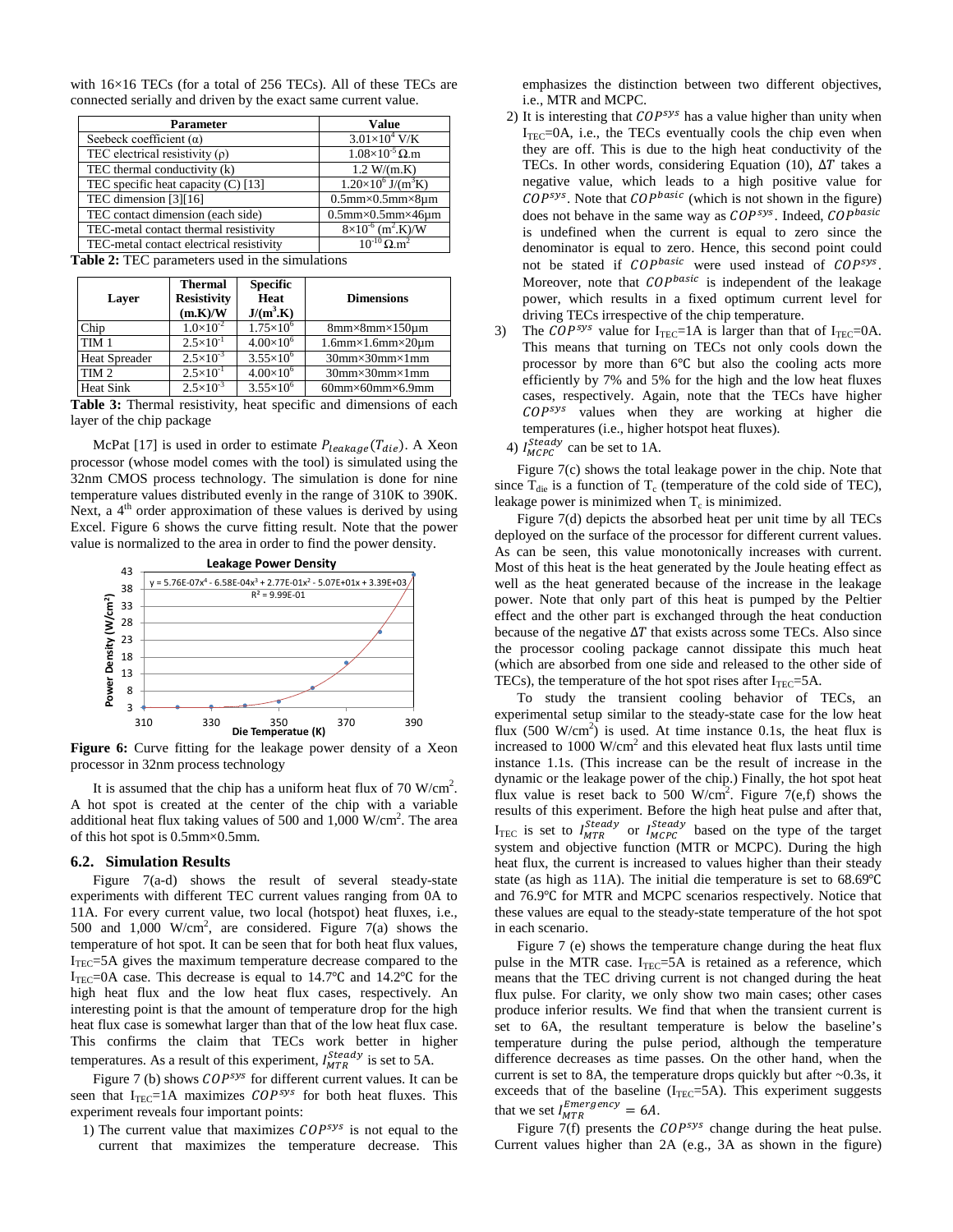with 16×16 TECs (for a total of 256 TECs). All of these TECs are connected serially and driven by the exact same current value.

| Parameter | Value |
|---|---|
| Seebeck coefficient (α) | $3.01\times10^{4}$ V/K |
| TEC electrical resistivity (ρ) | $1.08\times10^{-5}$ Ω.m |
| TEC thermal conductivity (k) | 1.2 W/(m.K) |
| TEC specific heat capacity (C) [13] | $1.20\times10^{6}$ J/(m$^3$K) |
| TEC dimension [3][16] | 0.5mm×0.5mm×8μm |
| TEC contact dimension (each side) | 0.5mm×0.5mm×46μm |
| TEC-metal contact thermal resistivity | $8\times10^{-6}$ (m$^2$.K)/W |
| TEC-metal contact electrical resistivity | $10^{-10}$ Ω.m$^2$ |

**Table 2:** TEC parameters used in the simulations

| Layer | Thermal Resistivity (m.K)/W | Specific Heat J/(m$^3$.K) | Dimensions |
|---|---|---|---|
| Chip | $1.0\times10^{-2}$ | $1.75\times10^{6}$ | 8mm×8mm×150μm |
| TIM 1 | $2.5\times10^{-1}$ | $4.00\times10^{6}$ | 1.6mm×1.6mm×20μm |
| Heat Spreader | $2.5\times10^{-3}$ | $3.55\times10^{6}$ | 30mm×30mm×1mm |
| TIM 2 | $2.5\times10^{-1}$ | $4.00\times10^{6}$ | 30mm×30mm×1mm |
| Heat Sink | $2.5\times10^{-3}$ | $3.55\times10^{6}$ | 60mm×60mm×6.9mm |

**Table 3:** Thermal resistivity, heat specific and dimensions of each layer of the chip package

McPat [17] is used in order to estimate $P_{leakage}(T_{die})$. A Xeon processor (whose model comes with the tool) is simulated using the 32nm CMOS process technology. The simulation is done for nine temperature values distributed evenly in the range of 310K to 390K. Next, a 4$^{th}$ order approximation of these values is derived by using Excel. Figure 6 shows the curve fitting result. Note that the power value is normalized to the area in order to find the power density.

**Figure 6:** Curve fitting for the leakage power density of a Xeon processor in 32nm process technology

It is assumed that the chip has a uniform heat flux of 70 W/cm$^2$. A hot spot is created at the center of the chip with a variable additional heat flux taking values of 500 and 1,000 W/cm$^2$. The area of this hot spot is 0.5mm×0.5mm.

### 6.2. Simulation Results

Figure 7(a-d) shows the result of several steady-state experiments with different TEC current values ranging from 0A to 11A. For every current value, two local (hotspot) heat fluxes, i.e., 500 and 1,000 W/cm$^2$, are considered. Figure 7(a) shows the temperature of hot spot. It can be seen that for both heat flux values, $I_{TEC}$=5A gives the maximum temperature decrease compared to the $I_{TEC}$=0A case. This decrease is equal to 14.7℃ and 14.2℃ for the high heat flux and the low heat flux cases, respectively. An interesting point is that the amount of temperature drop for the high heat flux case is somewhat larger than that of the low heat flux case. This confirms the claim that TECs work better in higher temperatures. As a result of this experiment, $I_{MTR}^{Steady}$ is set to 5A.

Figure 7 (b) shows $COP^{sys}$ for different current values. It can be seen that $I_{TEC}$=1A maximizes $COP^{sys}$ for both heat fluxes. This experiment reveals four important points:

1) The current value that maximizes $COP^{sys}$ is not equal to the current that maximizes the temperature decrease. This emphasizes the distinction between two different objectives, i.e., MTR and MCPC.
2) It is interesting that $COP^{sys}$ has a value higher than unity when $I_{TEC}$=0A, i.e., the TECs eventually cools the chip even when they are off. This is due to the high heat conductivity of the TECs. In other words, considering Equation (10), $\Delta T$ takes a negative value, which leads to a high positive value for $COP^{sys}$. Note that $COP^{basic}$ (which is not shown in the figure) does not behave in the same way as $COP^{sys}$. Indeed, $COP^{basic}$ is undefined when the current is equal to zero since the denominator is equal to zero. Hence, this second point could not be stated if $COP^{basic}$ were used instead of $COP^{sys}$. Moreover, note that $COP^{basic}$ is independent of the leakage power, which results in a fixed optimum current level for driving TECs irrespective of the chip temperature.
3) The $COP^{sys}$ value for $I_{TEC}$=1A is larger than that of $I_{TEC}$=0A. This means that turning on TECs not only cools down the processor by more than 6℃ but also the cooling acts more efficiently by 7% and 5% for the high and the low heat fluxes cases, respectively. Again, note that the TECs have higher $COP^{sys}$ values when they are working at higher die temperatures (i.e., higher hotspot heat fluxes).
4) $I_{MCPC}^{Steady}$ can be set to 1A.

Figure 7(c) shows the total leakage power in the chip. Note that since $T_{die}$ is a function of $T_c$ (temperature of the cold side of TEC), leakage power is minimized when $T_c$ is minimized.

Figure 7(d) depicts the absorbed heat per unit time by all TECs deployed on the surface of the processor for different current values. As can be seen, this value monotonically increases with current. Most of this heat is the heat generated by the Joule heating effect as well as the heat generated because of the increase in the leakage power. Note that only part of this heat is pumped by the Peltier effect and the other part is exchanged through the heat conduction because of the negative $\Delta T$ that exists across some TECs. Also since the processor cooling package cannot dissipate this much heat (which are absorbed from one side and released to the other side of TECs), the temperature of the hot spot rises after $I_{TEC}$=5A.

To study the transient cooling behavior of TECs, an experimental setup similar to the steady-state case for the low heat flux (500 W/cm$^2$) is used. At time instance 0.1s, the heat flux is increased to 1000 W/cm$^2$ and this elevated heat flux lasts until time instance 1.1s. (This increase can be the result of increase in the dynamic or the leakage power of the chip.) Finally, the hot spot heat flux value is reset back to 500 W/cm$^2$. Figure 7(e,f) shows the results of this experiment. Before the high heat pulse and after that, $I_{TEC}$ is set to $I_{MTR}^{Steady}$ or $I_{MCPC}^{Steady}$ based on the type of the target system and objective function (MTR or MCPC). During the high heat flux, the current is increased to values higher than their steady state (as high as 11A). The initial die temperature is set to 68.69℃ and 76.9℃ for MTR and MCPC scenarios respectively. Notice that these values are equal to the steady-state temperature of the hot spot in each scenario.

Figure 7 (e) shows the temperature change during the heat flux pulse in the MTR case. $I_{TEC}$=5A is retained as a reference, which means that the TEC driving current is not changed during the heat flux pulse. For clarity, we only show two main cases; other cases produce inferior results. We find that when the transient current is set to 6A, the resultant temperature is below the baseline's temperature during the pulse period, although the temperature difference decreases as time passes. On the other hand, when the current is set to 8A, the temperature drops quickly but after ~0.3s, it exceeds that of the baseline ($I_{TEC}$=5A). This experiment suggests that we set $I_{MTR}^{Emergency} = 6A$.

Figure 7(f) presents the $COP^{sys}$ change during the heat pulse. Current values higher than 2A (e.g., 3A as shown in the figure)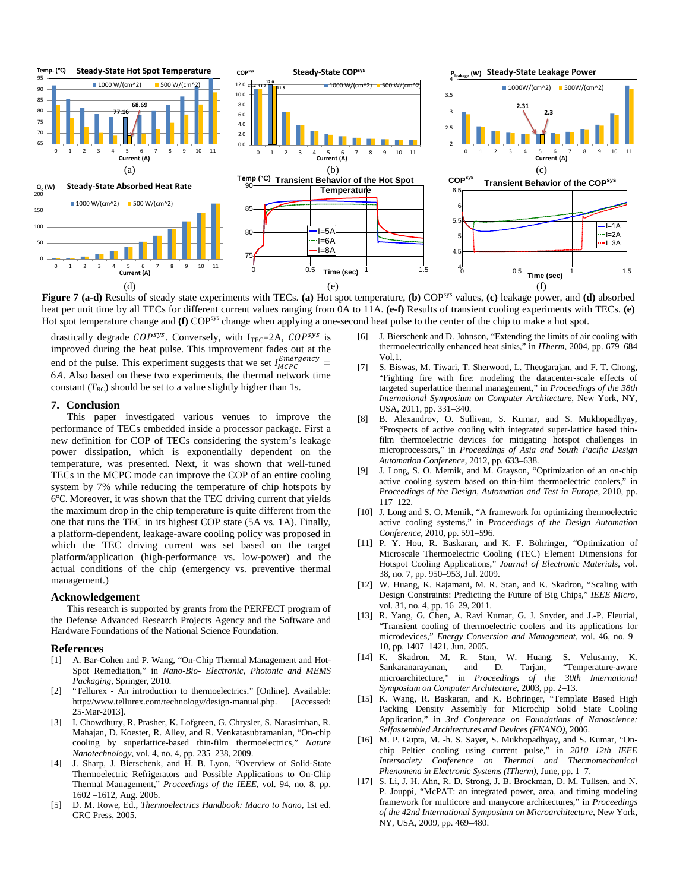Temp. (°C) Steady-State Hot Spot Temperature

1000 W/(cm^2) 500 W/(cm^2)

77.16 68.69

Current (A)

(a)

COP$^{sys}$ Steady-State COP$^{sys}$

1000 W/(cm^2) 500 W/(cm^2)

12.0 11.2 11.2 11.8

Current (A)

(b)

$P_{leakage}$ (W) Steady-State Leakage Power

1000W/(cm^2) 500W/(cm^2)

2.31 2.3

Current (A)

(c)

$Q_c$ (W) Steady-State Absorbed Heat Rate

1000 W/(cm^2) 500 W/(cm^2)

Current (A)

(d)

Temp (°C) Transient Behavior of the Hot Spot Temperature

I=5A I=6A I=8A

Time (sec)

(e)

COP$^{sys}$ Transient Behavior of the COP$^{sys}$

I=1A I=2A I=3A

Time (sec)

(f)

**Figure 7 (a-d)** Results of steady state experiments with TECs. **(a)** Hot spot temperature, **(b)** COP$^{sys}$ values, **(c)** leakage power, and **(d)** absorbed heat per unit time by all TECs for different current values ranging from 0A to 11A. **(e-f)** Results of transient cooling experiments with TECs. **(e)** Hot spot temperature change and **(f)** COP$^{sys}$ change when applying a one-second heat pulse to the center of the chip to make a hot spot.

drastically degrade $COP^{sys}$. Conversely, with $I_{TEC}$=2A, $COP^{sys}$ is improved during the heat pulse. This improvement fades out at the end of the pulse. This experiment suggests that we set $I_{MCPC}^{Emergency} = 6A$. Also based on these two experiments, the thermal network time constant ($T_{RC}$) should be set to a value slightly higher than 1s.

## 7. Conclusion

This paper investigated various venues to improve the performance of TECs embedded inside a processor package. First a new definition for COP of TECs considering the system's leakage power dissipation, which is exponentially dependent on the temperature, was presented. Next, it was shown that well-tuned TECs in the MCPC mode can improve the COP of an entire cooling system by 7% while reducing the temperature of chip hotspots by 6℃. Moreover, it was shown that the TEC driving current that yields the maximum drop in the chip temperature is quite different from the one that runs the TEC in its highest COP state (5A vs. 1A). Finally, a platform-dependent, leakage-aware cooling policy was proposed in which the TEC driving current was set based on the target platform/application (high-performance vs. low-power) and the actual conditions of the chip (emergency vs. preventive thermal management.)

## Acknowledgement

This research is supported by grants from the PERFECT program of the Defense Advanced Research Projects Agency and the Software and Hardware Foundations of the National Science Foundation.

## References

[1] A. Bar-Cohen and P. Wang, "On-Chip Thermal Management and Hot-Spot Remediation," in *Nano-Bio- Electronic, Photonic and MEMS Packaging*, Springer, 2010.

[2] "Tellurex - An introduction to thermoelectrics." [Online]. Available: http://www.tellurex.com/technology/design-manual.php. [Accessed: 25-Mar-2013].

[3] I. Chowdhury, R. Prasher, K. Lofgreen, G. Chrysler, S. Narasimhan, R. Mahajan, D. Koester, R. Alley, and R. Venkatasubramanian, "On-chip cooling by superlattice-based thin-film thermoelectrics," *Nature Nanotechnology*, vol. 4, no. 4, pp. 235–238, 2009.

[4] J. Sharp, J. Bierschenk, and H. B. Lyon, "Overview of Solid-State Thermoelectric Refrigerators and Possible Applications to On-Chip Thermal Management," *Proceedings of the IEEE*, vol. 94, no. 8, pp. 1602 –1612, Aug. 2006.

[5] D. M. Rowe, Ed., *Thermoelectrics Handbook: Macro to Nano*, 1st ed. CRC Press, 2005.

[6] J. Bierschenk and D. Johnson, "Extending the limits of air cooling with thermoelectrically enhanced heat sinks," in *ITherm*, 2004, pp. 679–684 Vol.1.

[7] S. Biswas, M. Tiwari, T. Sherwood, L. Theogarajan, and F. T. Chong, "Fighting fire with fire: modeling the datacenter-scale effects of targeted superlattice thermal management," in *Proceedings of the 38th International Symposium on Computer Architecture*, New York, NY, USA, 2011, pp. 331–340.

[8] B. Alexandrov, O. Sullivan, S. Kumar, and S. Mukhopadhyay, "Prospects of active cooling with integrated super-lattice based thin-film thermoelectric devices for mitigating hotspot challenges in microprocessors," in *Proceedings of Asia and South Pacific Design Automation Conference*, 2012, pp. 633–638.

[9] J. Long, S. O. Memik, and M. Grayson, "Optimization of an on-chip active cooling system based on thin-film thermoelectric coolers," in *Proceedings of the Design, Automation and Test in Europe*, 2010, pp. 117–122.

[10] J. Long and S. O. Memik, "A framework for optimizing thermoelectric active cooling systems," in *Proceedings of the Design Automation Conference*, 2010, pp. 591–596.

[11] P. Y. Hou, R. Baskaran, and K. F. Böhringer, "Optimization of Microscale Thermoelectric Cooling (TEC) Element Dimensions for Hotspot Cooling Applications," *Journal of Electronic Materials*, vol. 38, no. 7, pp. 950–953, Jul. 2009.

[12] W. Huang, K. Rajamani, M. R. Stan, and K. Skadron, "Scaling with Design Constraints: Predicting the Future of Big Chips," *IEEE Micro*, vol. 31, no. 4, pp. 16–29, 2011.

[13] R. Yang, G. Chen, A. Ravi Kumar, G. J. Snyder, and J.-P. Fleurial, "Transient cooling of thermoelectric coolers and its applications for microdevices," *Energy Conversion and Management*, vol. 46, no. 9–10, pp. 1407–1421, Jun. 2005.

[14] K. Skadron, M. R. Stan, W. Huang, S. Velusamy, K. Sankaranarayanan, and D. Tarjan, "Temperature-aware microarchitecture," in *Proceedings of the 30th International Symposium on Computer Architecture*, 2003, pp. 2–13.

[15] K. Wang, R. Baskaran, and K. Bohringer, "Template Based High Packing Density Assembly for Microchip Solid State Cooling Application," in *3rd Conference on Foundations of Nanoscience: Selfassembled Architectures and Devices (FNANO)*, 2006.

[16] M. P. Gupta, M. -h. S. Sayer, S. Mukhopadhyay, and S. Kumar, "On-chip Peltier cooling using current pulse," in *2010 12th IEEE Intersociety Conference on Thermal and Thermomechanical Phenomena in Electronic Systems (ITherm)*, June, pp. 1–7.

[17] S. Li, J. H. Ahn, R. D. Strong, J. B. Brockman, D. M. Tullsen, and N. P. Jouppi, "McPAT: an integrated power, area, and timing modeling framework for multicore and manycore architectures," in *Proceedings of the 42nd International Symposium on Microarchitecture*, New York, NY, USA, 2009, pp. 469–480.